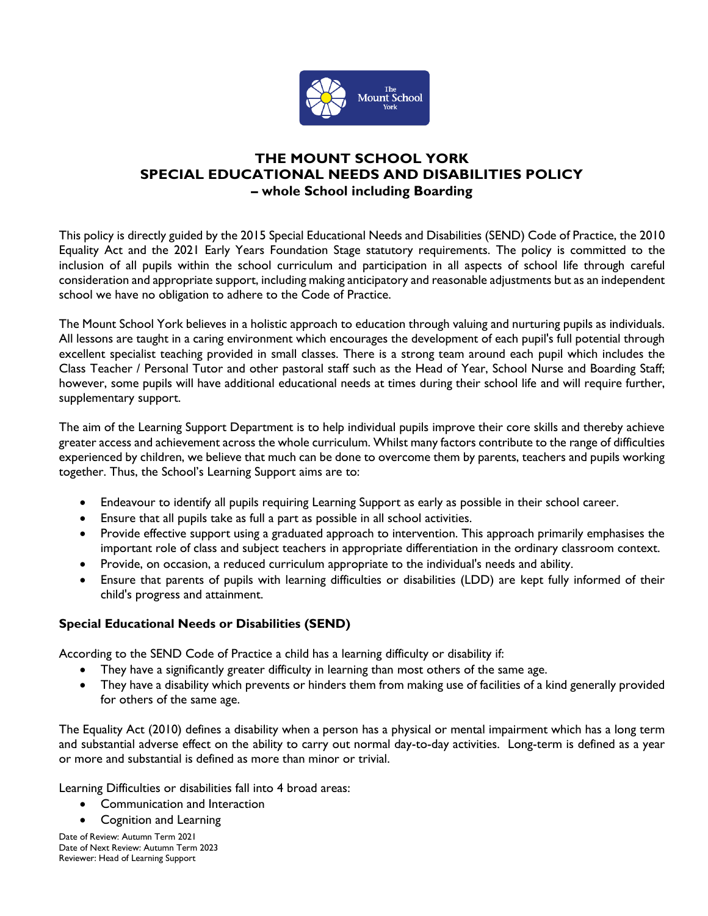# THE MOUNT SCHOOL YORK
# SPECIAL EDUCATIONAL NEEDS AND DISABILITIES POLICY
## – whole School including Boarding

This policy is directly guided by the 2015 Special Educational Needs and Disabilities (SEND) Code of Practice, the 2010 Equality Act and the 2021 Early Years Foundation Stage statutory requirements. The policy is committed to the inclusion of all pupils within the school curriculum and participation in all aspects of school life through careful consideration and appropriate support, including making anticipatory and reasonable adjustments but as an independent school we have no obligation to adhere to the Code of Practice.

The Mount School York believes in a holistic approach to education through valuing and nurturing pupils as individuals. All lessons are taught in a caring environment which encourages the development of each pupil's full potential through excellent specialist teaching provided in small classes. There is a strong team around each pupil which includes the Class Teacher / Personal Tutor and other pastoral staff such as the Head of Year, School Nurse and Boarding Staff; however, some pupils will have additional educational needs at times during their school life and will require further, supplementary support.

The aim of the Learning Support Department is to help individual pupils improve their core skills and thereby achieve greater access and achievement across the whole curriculum. Whilst many factors contribute to the range of difficulties experienced by children, we believe that much can be done to overcome them by parents, teachers and pupils working together. Thus, the School's Learning Support aims are to:

- Endeavour to identify all pupils requiring Learning Support as early as possible in their school career.
- Ensure that all pupils take as full a part as possible in all school activities.
- Provide effective support using a graduated approach to intervention. This approach primarily emphasises the important role of class and subject teachers in appropriate differentiation in the ordinary classroom context.
- Provide, on occasion, a reduced curriculum appropriate to the individual's needs and ability.
- Ensure that parents of pupils with learning difficulties or disabilities (LDD) are kept fully informed of their child's progress and attainment.

**Special Educational Needs or Disabilities (SEND)**

According to the SEND Code of Practice a child has a learning difficulty or disability if:

- They have a significantly greater difficulty in learning than most others of the same age.
- They have a disability which prevents or hinders them from making use of facilities of a kind generally provided for others of the same age.

The Equality Act (2010) defines a disability when a person has a physical or mental impairment which has a long term and substantial adverse effect on the ability to carry out normal day-to-day activities. Long-term is defined as a year or more and substantial is defined as more than minor or trivial.

Learning Difficulties or disabilities fall into 4 broad areas:

- Communication and Interaction
- Cognition and Learning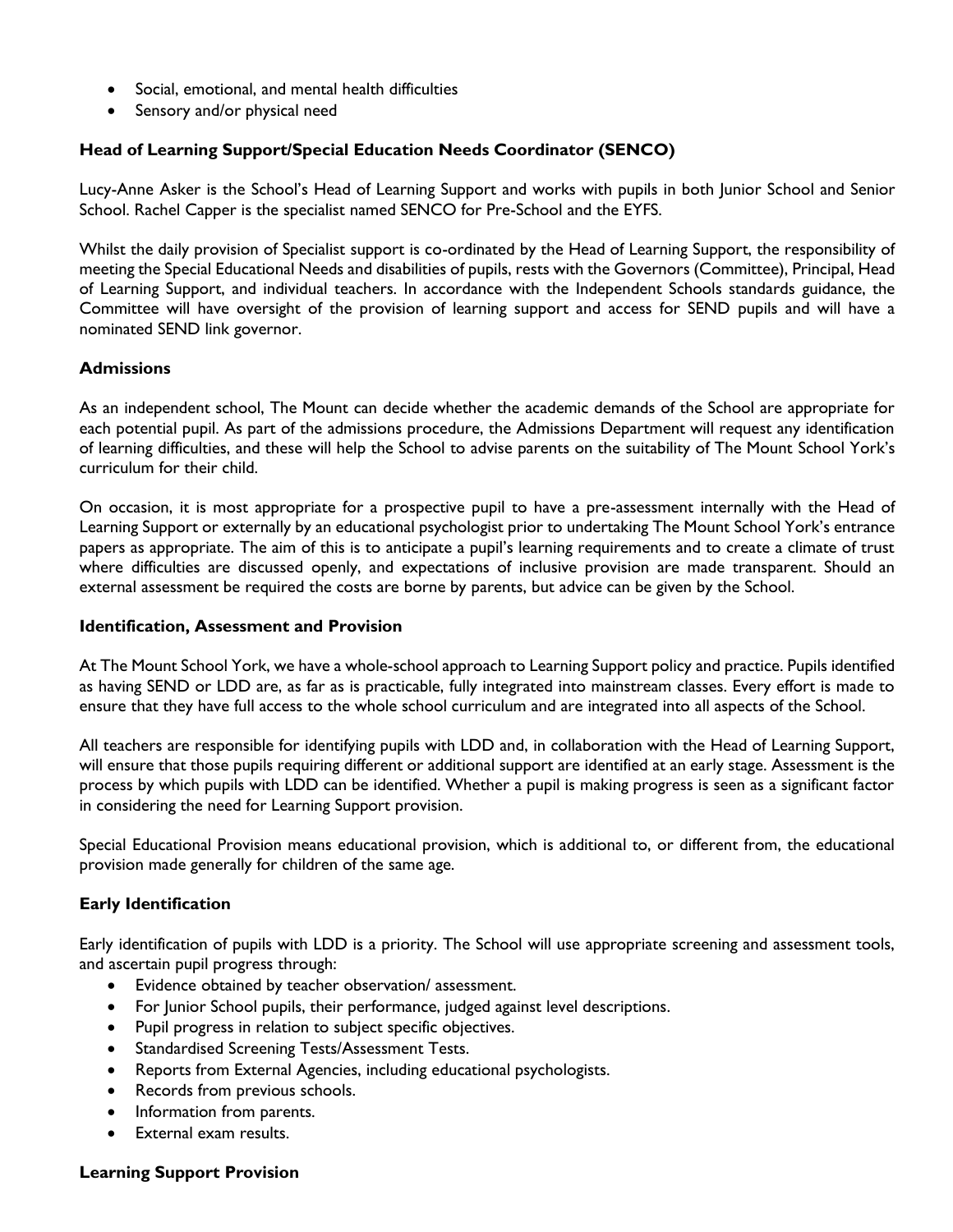- Social, emotional, and mental health difficulties
- Sensory and/or physical need

**Head of Learning Support/Special Education Needs Coordinator (SENCO)**

Lucy-Anne Asker is the School's Head of Learning Support and works with pupils in both Junior School and Senior School. Rachel Capper is the specialist named SENCO for Pre-School and the EYFS.

Whilst the daily provision of Specialist support is co-ordinated by the Head of Learning Support, the responsibility of meeting the Special Educational Needs and disabilities of pupils, rests with the Governors (Committee), Principal, Head of Learning Support, and individual teachers. In accordance with the Independent Schools standards guidance, the Committee will have oversight of the provision of learning support and access for SEND pupils and will have a nominated SEND link governor.

**Admissions**

As an independent school, The Mount can decide whether the academic demands of the School are appropriate for each potential pupil. As part of the admissions procedure, the Admissions Department will request any identification of learning difficulties, and these will help the School to advise parents on the suitability of The Mount School York's curriculum for their child.

On occasion, it is most appropriate for a prospective pupil to have a pre-assessment internally with the Head of Learning Support or externally by an educational psychologist prior to undertaking The Mount School York's entrance papers as appropriate. The aim of this is to anticipate a pupil's learning requirements and to create a climate of trust where difficulties are discussed openly, and expectations of inclusive provision are made transparent. Should an external assessment be required the costs are borne by parents, but advice can be given by the School.

**Identification, Assessment and Provision**

At The Mount School York, we have a whole-school approach to Learning Support policy and practice. Pupils identified as having SEND or LDD are, as far as is practicable, fully integrated into mainstream classes. Every effort is made to ensure that they have full access to the whole school curriculum and are integrated into all aspects of the School.

All teachers are responsible for identifying pupils with LDD and, in collaboration with the Head of Learning Support, will ensure that those pupils requiring different or additional support are identified at an early stage. Assessment is the process by which pupils with LDD can be identified. Whether a pupil is making progress is seen as a significant factor in considering the need for Learning Support provision.

Special Educational Provision means educational provision, which is additional to, or different from, the educational provision made generally for children of the same age.

**Early Identification**

Early identification of pupils with LDD is a priority. The School will use appropriate screening and assessment tools, and ascertain pupil progress through:

- Evidence obtained by teacher observation/ assessment.
- For Junior School pupils, their performance, judged against level descriptions.
- Pupil progress in relation to subject specific objectives.
- Standardised Screening Tests/Assessment Tests.
- Reports from External Agencies, including educational psychologists.
- Records from previous schools.
- Information from parents.
- External exam results.

**Learning Support Provision**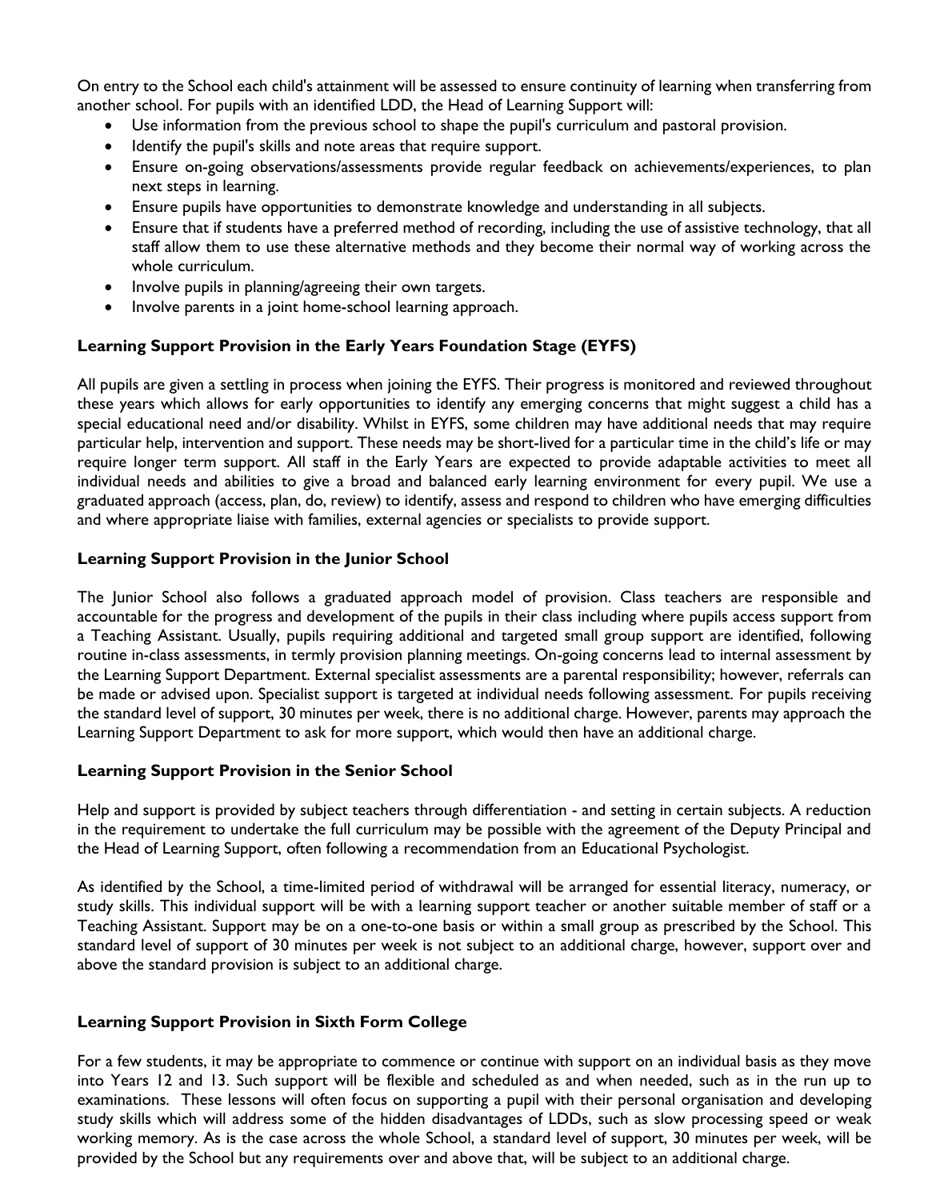On entry to the School each child's attainment will be assessed to ensure continuity of learning when transferring from another school. For pupils with an identified LDD, the Head of Learning Support will:

- Use information from the previous school to shape the pupil's curriculum and pastoral provision.
- Identify the pupil's skills and note areas that require support.
- Ensure on-going observations/assessments provide regular feedback on achievements/experiences, to plan next steps in learning.
- Ensure pupils have opportunities to demonstrate knowledge and understanding in all subjects.
- Ensure that if students have a preferred method of recording, including the use of assistive technology, that all staff allow them to use these alternative methods and they become their normal way of working across the whole curriculum.
- Involve pupils in planning/agreeing their own targets.
- Involve parents in a joint home-school learning approach.

### Learning Support Provision in the Early Years Foundation Stage (EYFS)

All pupils are given a settling in process when joining the EYFS. Their progress is monitored and reviewed throughout these years which allows for early opportunities to identify any emerging concerns that might suggest a child has a special educational need and/or disability. Whilst in EYFS, some children may have additional needs that may require particular help, intervention and support. These needs may be short-lived for a particular time in the child's life or may require longer term support. All staff in the Early Years are expected to provide adaptable activities to meet all individual needs and abilities to give a broad and balanced early learning environment for every pupil. We use a graduated approach (access, plan, do, review) to identify, assess and respond to children who have emerging difficulties and where appropriate liaise with families, external agencies or specialists to provide support.

### Learning Support Provision in the Junior School

The Junior School also follows a graduated approach model of provision. Class teachers are responsible and accountable for the progress and development of the pupils in their class including where pupils access support from a Teaching Assistant. Usually, pupils requiring additional and targeted small group support are identified, following routine in-class assessments, in termly provision planning meetings. On-going concerns lead to internal assessment by the Learning Support Department. External specialist assessments are a parental responsibility; however, referrals can be made or advised upon. Specialist support is targeted at individual needs following assessment. For pupils receiving the standard level of support, 30 minutes per week, there is no additional charge. However, parents may approach the Learning Support Department to ask for more support, which would then have an additional charge.

### Learning Support Provision in the Senior School

Help and support is provided by subject teachers through differentiation - and setting in certain subjects. A reduction in the requirement to undertake the full curriculum may be possible with the agreement of the Deputy Principal and the Head of Learning Support, often following a recommendation from an Educational Psychologist.

As identified by the School, a time-limited period of withdrawal will be arranged for essential literacy, numeracy, or study skills. This individual support will be with a learning support teacher or another suitable member of staff or a Teaching Assistant. Support may be on a one-to-one basis or within a small group as prescribed by the School. This standard level of support of 30 minutes per week is not subject to an additional charge, however, support over and above the standard provision is subject to an additional charge.

### Learning Support Provision in Sixth Form College

For a few students, it may be appropriate to commence or continue with support on an individual basis as they move into Years 12 and 13. Such support will be flexible and scheduled as and when needed, such as in the run up to examinations. These lessons will often focus on supporting a pupil with their personal organisation and developing study skills which will address some of the hidden disadvantages of LDDs, such as slow processing speed or weak working memory. As is the case across the whole School, a standard level of support, 30 minutes per week, will be provided by the School but any requirements over and above that, will be subject to an additional charge.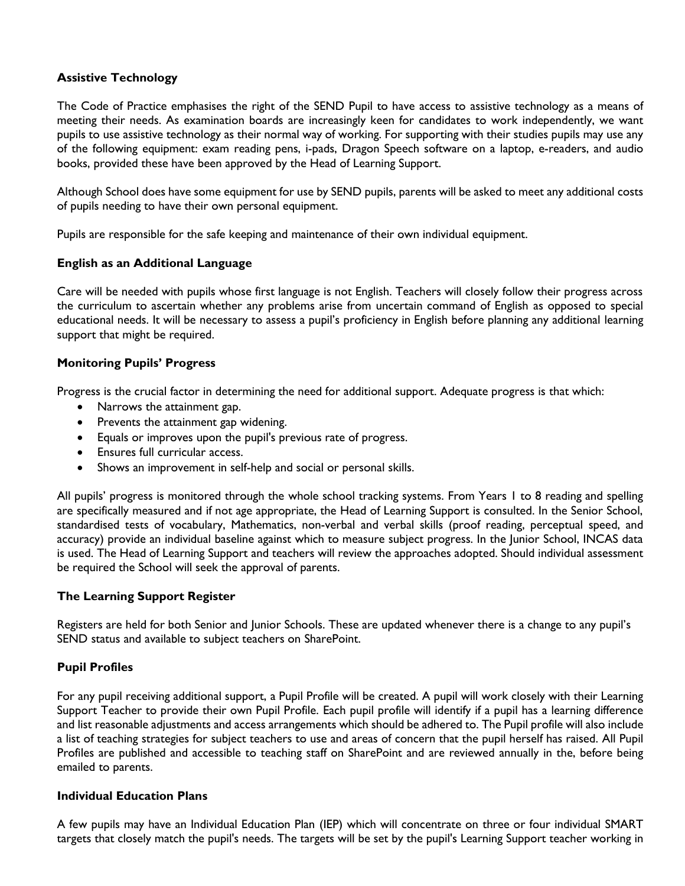**Assistive Technology**

The Code of Practice emphasises the right of the SEND Pupil to have access to assistive technology as a means of meeting their needs. As examination boards are increasingly keen for candidates to work independently, we want pupils to use assistive technology as their normal way of working. For supporting with their studies pupils may use any of the following equipment: exam reading pens, i-pads, Dragon Speech software on a laptop, e-readers, and audio books, provided these have been approved by the Head of Learning Support.

Although School does have some equipment for use by SEND pupils, parents will be asked to meet any additional costs of pupils needing to have their own personal equipment.

Pupils are responsible for the safe keeping and maintenance of their own individual equipment.

**English as an Additional Language**

Care will be needed with pupils whose first language is not English. Teachers will closely follow their progress across the curriculum to ascertain whether any problems arise from uncertain command of English as opposed to special educational needs. It will be necessary to assess a pupil's proficiency in English before planning any additional learning support that might be required.

**Monitoring Pupils' Progress**

Progress is the crucial factor in determining the need for additional support. Adequate progress is that which:

- Narrows the attainment gap.
- Prevents the attainment gap widening.
- Equals or improves upon the pupil's previous rate of progress.
- Ensures full curricular access.
- Shows an improvement in self-help and social or personal skills.

All pupils' progress is monitored through the whole school tracking systems. From Years 1 to 8 reading and spelling are specifically measured and if not age appropriate, the Head of Learning Support is consulted. In the Senior School, standardised tests of vocabulary, Mathematics, non-verbal and verbal skills (proof reading, perceptual speed, and accuracy) provide an individual baseline against which to measure subject progress. In the Junior School, INCAS data is used. The Head of Learning Support and teachers will review the approaches adopted. Should individual assessment be required the School will seek the approval of parents.

**The Learning Support Register**

Registers are held for both Senior and Junior Schools. These are updated whenever there is a change to any pupil's SEND status and available to subject teachers on SharePoint.

**Pupil Profiles**

For any pupil receiving additional support, a Pupil Profile will be created. A pupil will work closely with their Learning Support Teacher to provide their own Pupil Profile. Each pupil profile will identify if a pupil has a learning difference and list reasonable adjustments and access arrangements which should be adhered to. The Pupil profile will also include a list of teaching strategies for subject teachers to use and areas of concern that the pupil herself has raised. All Pupil Profiles are published and accessible to teaching staff on SharePoint and are reviewed annually in the, before being emailed to parents.

**Individual Education Plans**

A few pupils may have an Individual Education Plan (IEP) which will concentrate on three or four individual SMART targets that closely match the pupil's needs. The targets will be set by the pupil's Learning Support teacher working in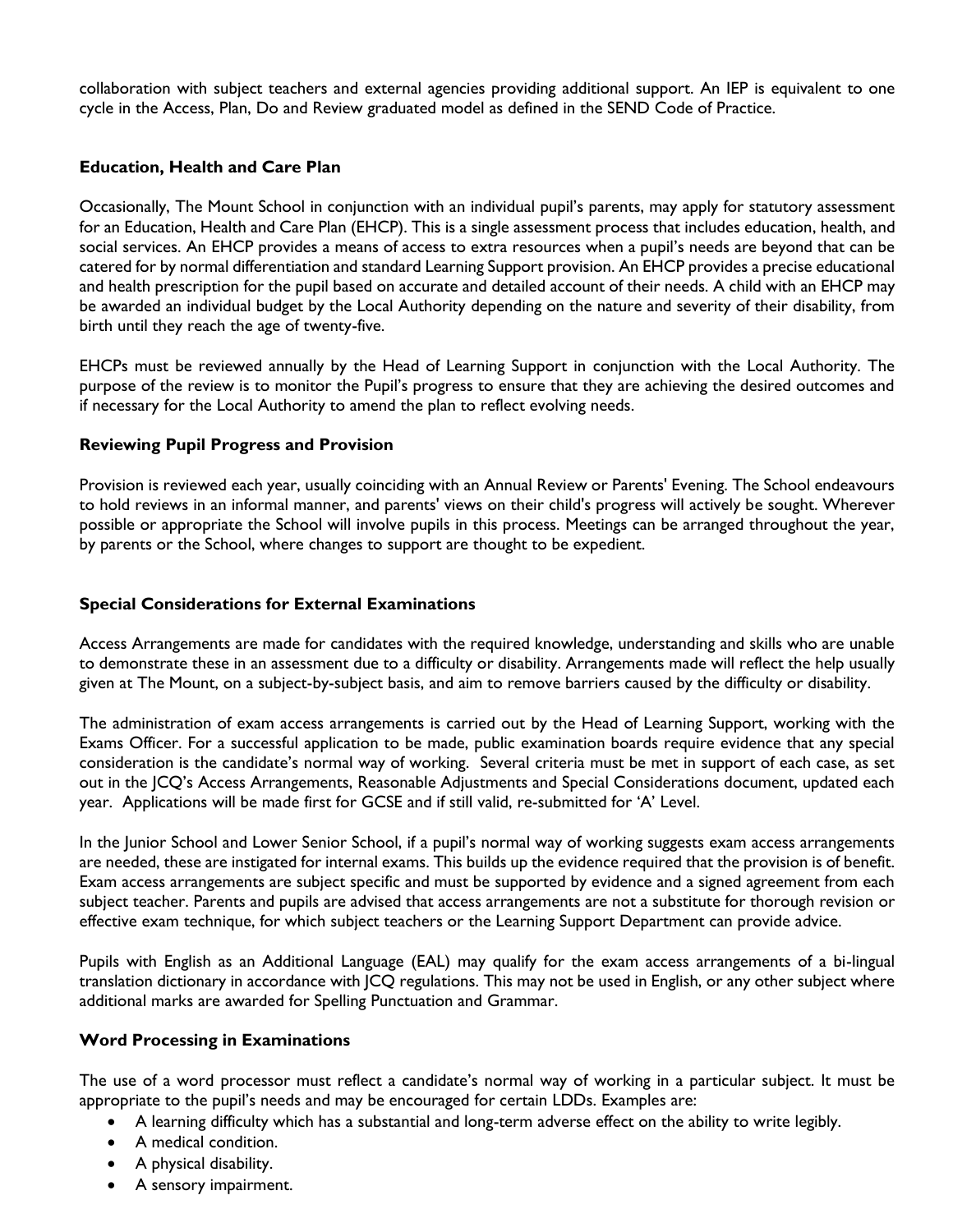collaboration with subject teachers and external agencies providing additional support. An IEP is equivalent to one cycle in the Access, Plan, Do and Review graduated model as defined in the SEND Code of Practice.

### Education, Health and Care Plan

Occasionally, The Mount School in conjunction with an individual pupil's parents, may apply for statutory assessment for an Education, Health and Care Plan (EHCP). This is a single assessment process that includes education, health, and social services. An EHCP provides a means of access to extra resources when a pupil's needs are beyond that can be catered for by normal differentiation and standard Learning Support provision. An EHCP provides a precise educational and health prescription for the pupil based on accurate and detailed account of their needs. A child with an EHCP may be awarded an individual budget by the Local Authority depending on the nature and severity of their disability, from birth until they reach the age of twenty-five.

EHCPs must be reviewed annually by the Head of Learning Support in conjunction with the Local Authority. The purpose of the review is to monitor the Pupil's progress to ensure that they are achieving the desired outcomes and if necessary for the Local Authority to amend the plan to reflect evolving needs.

### Reviewing Pupil Progress and Provision

Provision is reviewed each year, usually coinciding with an Annual Review or Parents' Evening. The School endeavours to hold reviews in an informal manner, and parents' views on their child's progress will actively be sought. Wherever possible or appropriate the School will involve pupils in this process. Meetings can be arranged throughout the year, by parents or the School, where changes to support are thought to be expedient.

### Special Considerations for External Examinations

Access Arrangements are made for candidates with the required knowledge, understanding and skills who are unable to demonstrate these in an assessment due to a difficulty or disability. Arrangements made will reflect the help usually given at The Mount, on a subject-by-subject basis, and aim to remove barriers caused by the difficulty or disability.

The administration of exam access arrangements is carried out by the Head of Learning Support, working with the Exams Officer. For a successful application to be made, public examination boards require evidence that any special consideration is the candidate's normal way of working. Several criteria must be met in support of each case, as set out in the JCQ's Access Arrangements, Reasonable Adjustments and Special Considerations document, updated each year. Applications will be made first for GCSE and if still valid, re-submitted for 'A' Level.

In the Junior School and Lower Senior School, if a pupil's normal way of working suggests exam access arrangements are needed, these are instigated for internal exams. This builds up the evidence required that the provision is of benefit. Exam access arrangements are subject specific and must be supported by evidence and a signed agreement from each subject teacher. Parents and pupils are advised that access arrangements are not a substitute for thorough revision or effective exam technique, for which subject teachers or the Learning Support Department can provide advice.

Pupils with English as an Additional Language (EAL) may qualify for the exam access arrangements of a bi-lingual translation dictionary in accordance with JCQ regulations. This may not be used in English, or any other subject where additional marks are awarded for Spelling Punctuation and Grammar.

### Word Processing in Examinations

The use of a word processor must reflect a candidate's normal way of working in a particular subject. It must be appropriate to the pupil's needs and may be encouraged for certain LDDs. Examples are:

- A learning difficulty which has a substantial and long-term adverse effect on the ability to write legibly.
- A medical condition.
- A physical disability.
- A sensory impairment.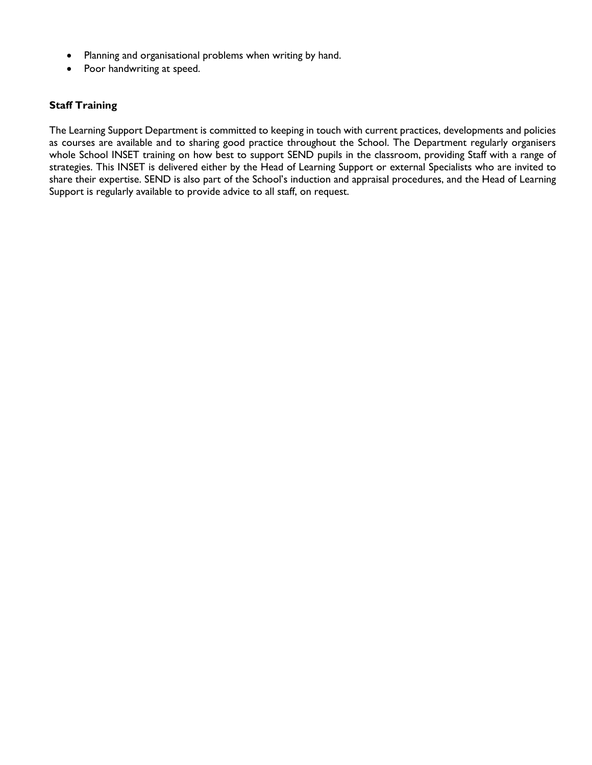- Planning and organisational problems when writing by hand.
- Poor handwriting at speed.

**Staff Training**

The Learning Support Department is committed to keeping in touch with current practices, developments and policies as courses are available and to sharing good practice throughout the School. The Department regularly organisers whole School INSET training on how best to support SEND pupils in the classroom, providing Staff with a range of strategies. This INSET is delivered either by the Head of Learning Support or external Specialists who are invited to share their expertise. SEND is also part of the School's induction and appraisal procedures, and the Head of Learning Support is regularly available to provide advice to all staff, on request.